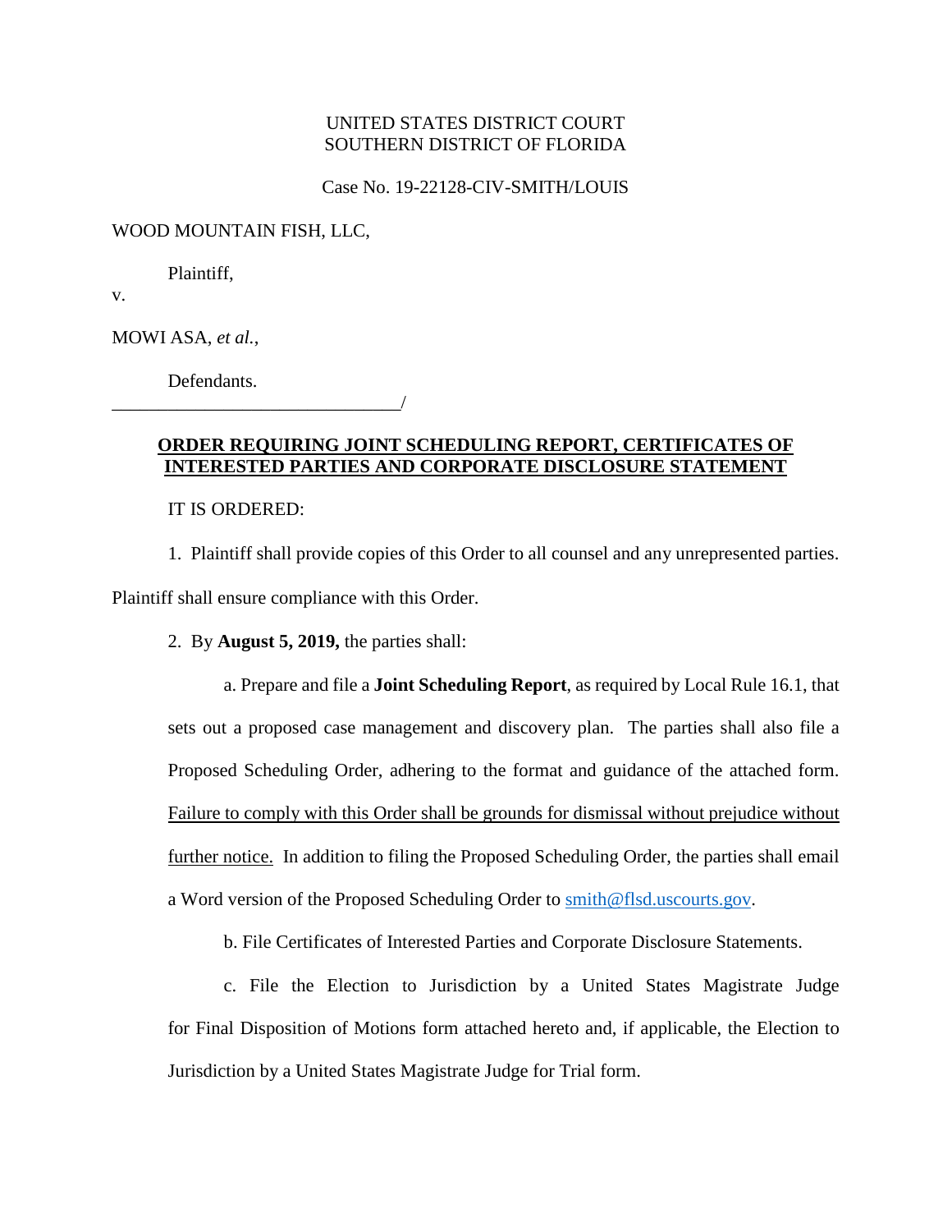UNITED STATES DISTRICT COURT
SOUTHERN DISTRICT OF FLORIDA

Case No. 19-22128-CIV-SMITH/LOUIS

WOOD MOUNTAIN FISH, LLC,

Plaintiff,

v.

MOWI ASA, *et al.*,

Defendants.
_______________________________/

**ORDER REQUIRING JOINT SCHEDULING REPORT, CERTIFICATES OF INTERESTED PARTIES AND CORPORATE DISCLOSURE STATEMENT**

IT IS ORDERED:

1. Plaintiff shall provide copies of this Order to all counsel and any unrepresented parties. Plaintiff shall ensure compliance with this Order.

2. By **August 5, 2019,** the parties shall:

a. Prepare and file a **Joint Scheduling Report**, as required by Local Rule 16.1, that sets out a proposed case management and discovery plan. The parties shall also file a Proposed Scheduling Order, adhering to the format and guidance of the attached form. <u>Failure to comply with this Order shall be grounds for dismissal without prejudice without further notice.</u> In addition to filing the Proposed Scheduling Order, the parties shall email a Word version of the Proposed Scheduling Order to smith@flsd.uscourts.gov.

b. File Certificates of Interested Parties and Corporate Disclosure Statements.

c. File the Election to Jurisdiction by a United States Magistrate Judge for Final Disposition of Motions form attached hereto and, if applicable, the Election to Jurisdiction by a United States Magistrate Judge for Trial form.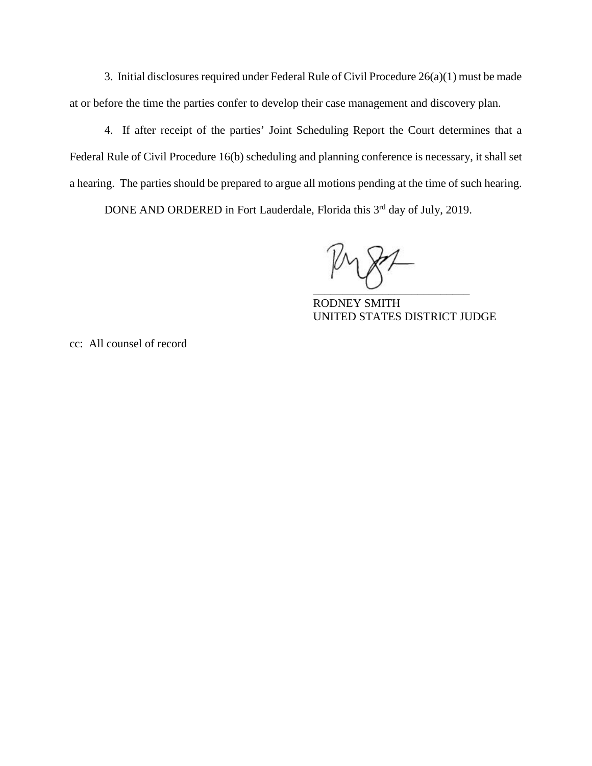3. Initial disclosures required under Federal Rule of Civil Procedure 26(a)(1) must be made at or before the time the parties confer to develop their case management and discovery plan.

4. If after receipt of the parties' Joint Scheduling Report the Court determines that a Federal Rule of Civil Procedure 16(b) scheduling and planning conference is necessary, it shall set a hearing. The parties should be prepared to argue all motions pending at the time of such hearing.

DONE AND ORDERED in Fort Lauderdale, Florida this 3rd day of July, 2019.

\_\_\_\_\_\_\_\_\_\_\_\_\_\_\_\_\_\_\_\_\_\_\_\_\_\_\_\_
RODNEY SMITH
UNITED STATES DISTRICT JUDGE

cc: All counsel of record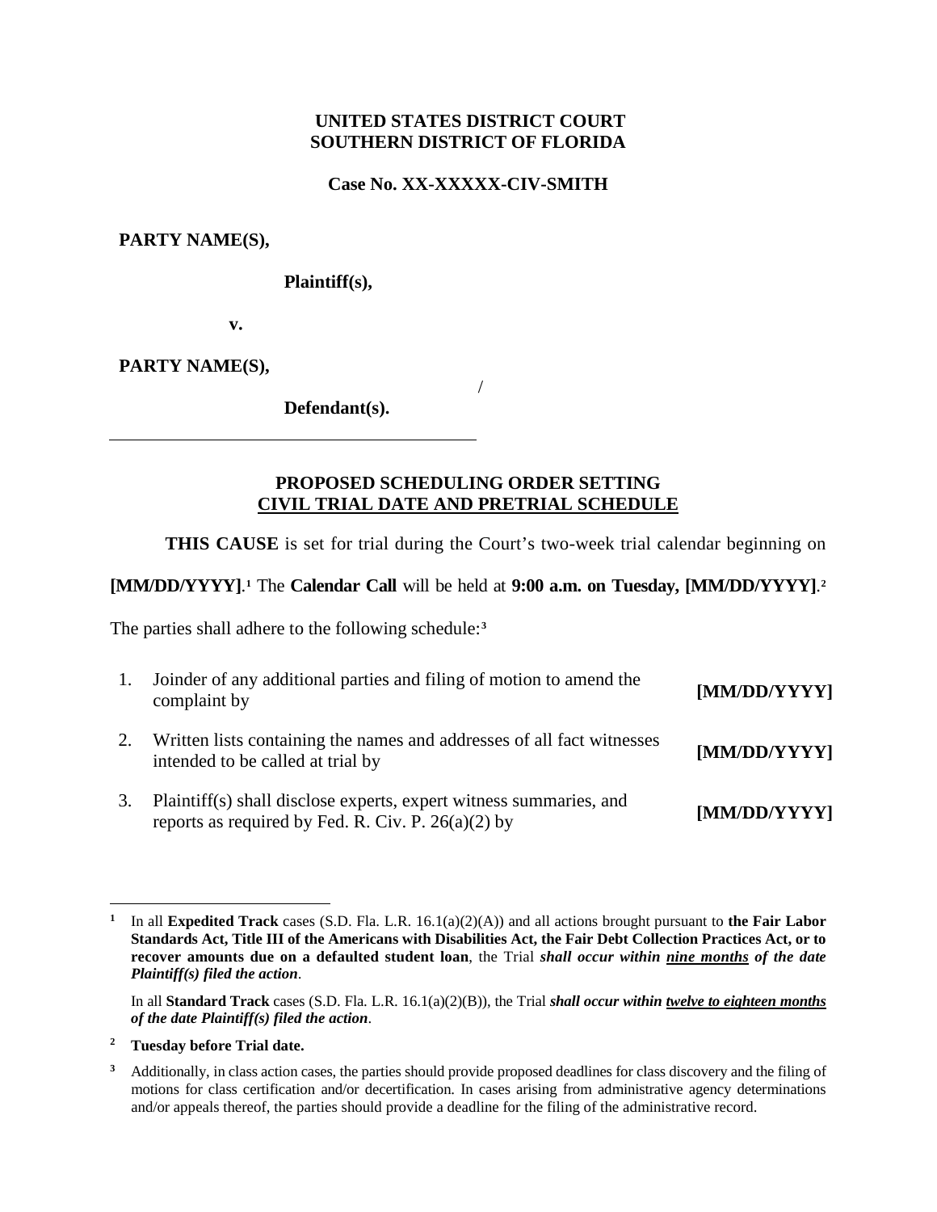**UNITED STATES DISTRICT COURT**
**SOUTHERN DISTRICT OF FLORIDA**

**Case No. XX-XXXXX-CIV-SMITH**

**PARTY NAME(S),**

**Plaintiff(s),**

**v.**

**PARTY NAME(S),**

/

**Defendant(s).**

---

**PROPOSED SCHEDULING ORDER SETTING**
**<u>CIVIL TRIAL DATE AND PRETRIAL SCHEDULE</u>**

**THIS CAUSE** is set for trial during the Court's two-week trial calendar beginning on **[MM/DD/YYYY]**.[1] The **Calendar Call** will be held at **9:00 a.m. on Tuesday, [MM/DD/YYYY]**.[2]

The parties shall adhere to the following schedule:[3]

| | | |
|---|---|---|
| 1. | Joinder of any additional parties and filing of motion to amend the complaint by | **[MM/DD/YYYY]** |
| 2. | Written lists containing the names and addresses of all fact witnesses intended to be called at trial by | **[MM/DD/YYYY]** |
| 3. | Plaintiff(s) shall disclose experts, expert witness summaries, and reports as required by Fed. R. Civ. P. 26(a)(2) by | **[MM/DD/YYYY]** |

---

[1] In all **Expedited Track** cases (S.D. Fla. L.R. 16.1(a)(2)(A)) and all actions brought pursuant to **the Fair Labor Standards Act, Title III of the Americans with Disabilities Act, the Fair Debt Collection Practices Act, or to recover amounts due on a defaulted student loan**, the Trial ***shall occur within <u>nine months</u> of the date Plaintiff(s) filed the action***.

In all **Standard Track** cases (S.D. Fla. L.R. 16.1(a)(2)(B)), the Trial ***shall occur within <u>twelve to eighteen months</u> of the date Plaintiff(s) filed the action***.

[2] **Tuesday before Trial date.**

[3] Additionally, in class action cases, the parties should provide proposed deadlines for class discovery and the filing of motions for class certification and/or decertification. In cases arising from administrative agency determinations and/or appeals thereof, the parties should provide a deadline for the filing of the administrative record.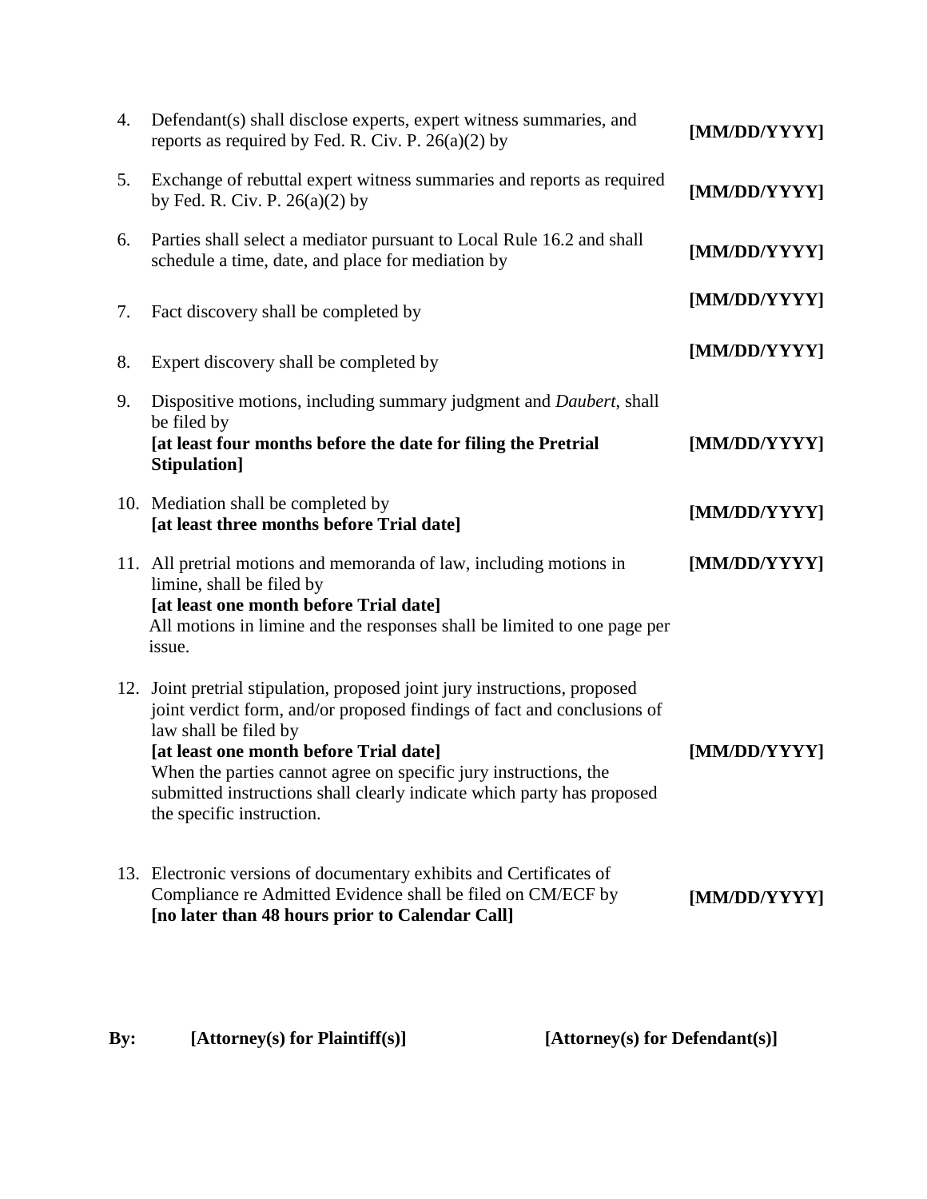| | | |
|---|---|---|
| 4. | Defendant(s) shall disclose experts, expert witness summaries, and reports as required by Fed. R. Civ. P. 26(a)(2) by | **[MM/DD/YYYY]** |
| 5. | Exchange of rebuttal expert witness summaries and reports as required by Fed. R. Civ. P. 26(a)(2) by | **[MM/DD/YYYY]** |
| 6. | Parties shall select a mediator pursuant to Local Rule 16.2 and shall schedule a time, date, and place for mediation by | **[MM/DD/YYYY]** |
| 7. | Fact discovery shall be completed by | **[MM/DD/YYYY]** |
| 8. | Expert discovery shall be completed by | **[MM/DD/YYYY]** |
| 9. | Dispositive motions, including summary judgment and *Daubert*, shall be filed by **[at least four months before the date for filing the Pretrial Stipulation]** | **[MM/DD/YYYY]** |
| 10. | Mediation shall be completed by **[at least three months before Trial date]** | **[MM/DD/YYYY]** |
| 11. | All pretrial motions and memoranda of law, including motions in limine, shall be filed by **[at least one month before Trial date]** All motions in limine and the responses shall be limited to one page per issue. | **[MM/DD/YYYY]** |
| 12. | Joint pretrial stipulation, proposed joint jury instructions, proposed joint verdict form, and/or proposed findings of fact and conclusions of law shall be filed by **[at least one month before Trial date]** When the parties cannot agree on specific jury instructions, the submitted instructions shall clearly indicate which party has proposed the specific instruction. | **[MM/DD/YYYY]** |
| 13. | Electronic versions of documentary exhibits and Certificates of Compliance re Admitted Evidence shall be filed on CM/ECF by **[no later than 48 hours prior to Calendar Call]** | **[MM/DD/YYYY]** |

**By:** **[Attorney(s) for Plaintiff(s)]** **[Attorney(s) for Defendant(s)]**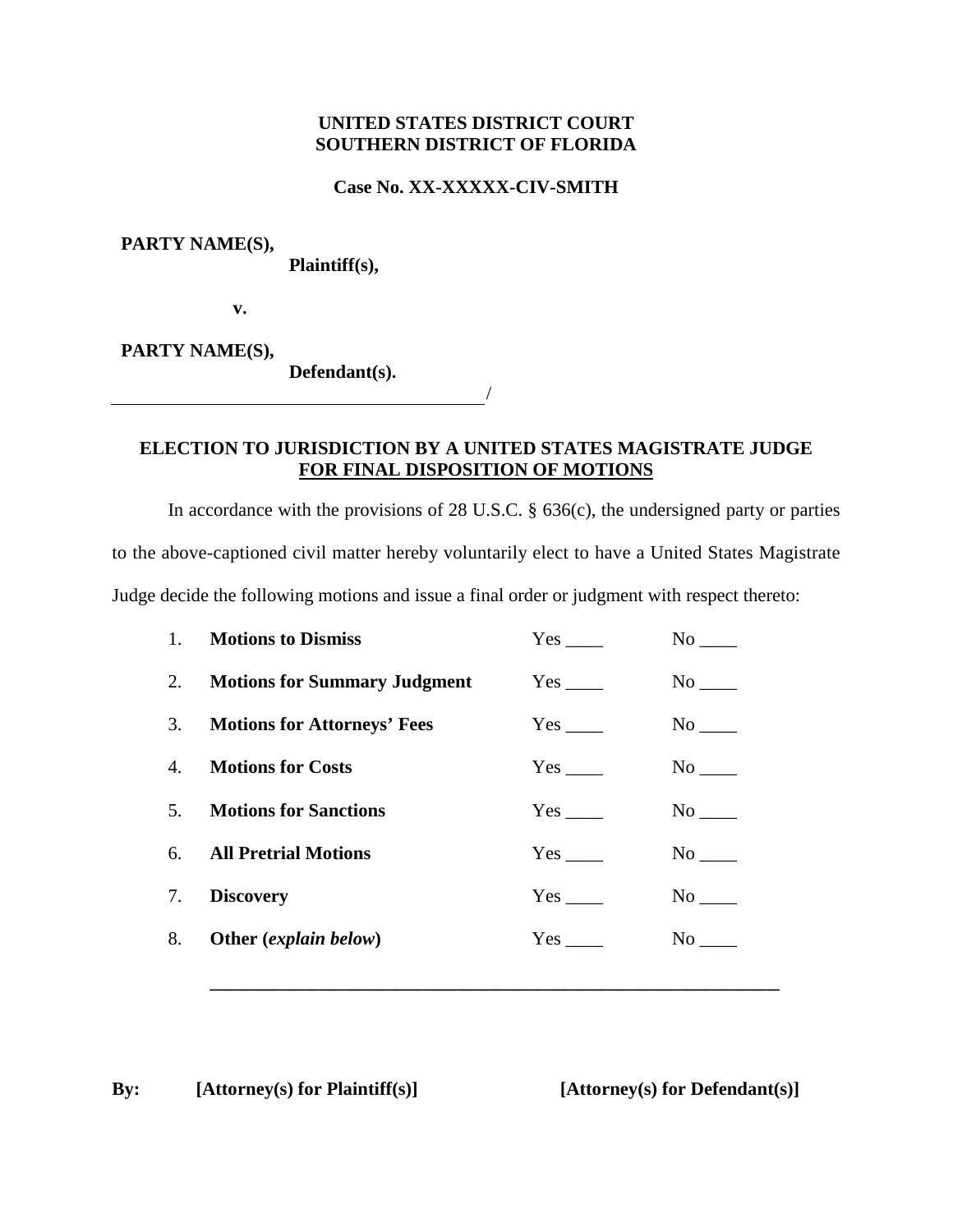**UNITED STATES DISTRICT COURT**
**SOUTHERN DISTRICT OF FLORIDA**

**Case No. XX-XXXXX-CIV-SMITH**

**PARTY NAME(S),**
**Plaintiff(s),**

**v.**

**PARTY NAME(S),**
**Defendant(s).**
_________________________________________/

## ELECTION TO JURISDICTION BY A UNITED STATES MAGISTRATE JUDGE FOR FINAL DISPOSITION OF MOTIONS

In accordance with the provisions of 28 U.S.C. § 636(c), the undersigned party or parties to the above-captioned civil matter hereby voluntarily elect to have a United States Magistrate Judge decide the following motions and issue a final order or judgment with respect thereto:

1. **Motions to Dismiss** Yes ____ No ____
2. **Motions for Summary Judgment** Yes ____ No ____
3. **Motions for Attorneys' Fees** Yes ____ No ____
4. **Motions for Costs** Yes ____ No ____
5. **Motions for Sanctions** Yes ____ No ____
6. **All Pretrial Motions** Yes ____ No ____
7. **Discovery** Yes ____ No ____
8. **Other (*explain below*)** Yes ____ No ____

_______________________________________________________________

**By:** **[Attorney(s) for Plaintiff(s)]** **[Attorney(s) for Defendant(s)]**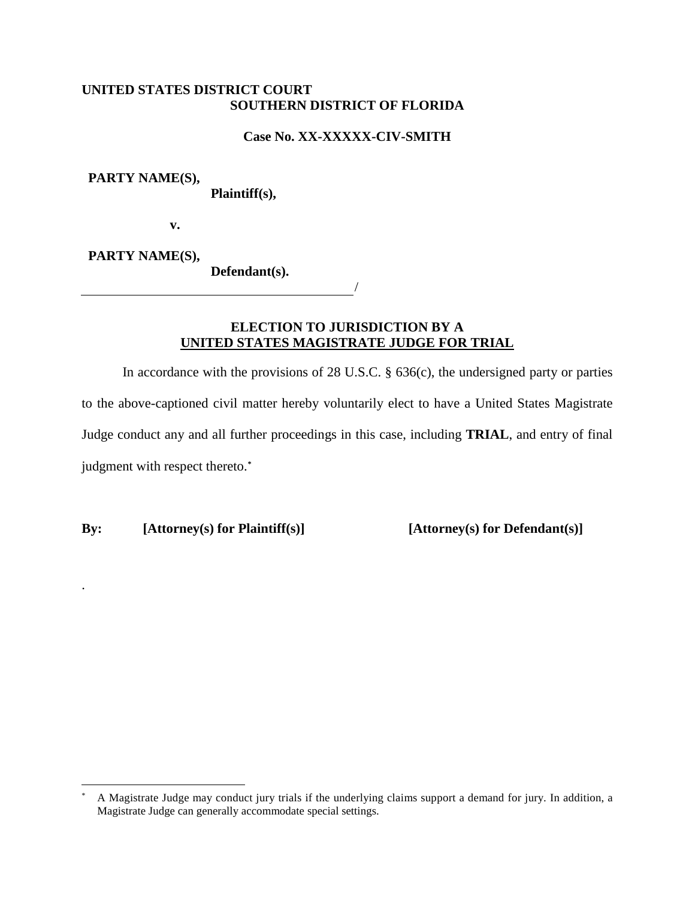**UNITED STATES DISTRICT COURT**
**SOUTHERN DISTRICT OF FLORIDA**

**Case No. XX-XXXXX-CIV-SMITH**

**PARTY NAME(S),**
**Plaintiff(s),**

**v.**

**PARTY NAME(S),**
**Defendant(s).**
_______________________________________/

## ELECTION TO JURISDICTION BY A UNITED STATES MAGISTRATE JUDGE FOR TRIAL

In accordance with the provisions of 28 U.S.C. § 636(c), the undersigned party or parties to the above-captioned civil matter hereby voluntarily elect to have a United States Magistrate Judge conduct any and all further proceedings in this case, including **TRIAL**, and entry of final judgment with respect thereto.*

**By: [Attorney(s) for Plaintiff(s)] [Attorney(s) for Defendant(s)]**

.

---

* A Magistrate Judge may conduct jury trials if the underlying claims support a demand for jury. In addition, a Magistrate Judge can generally accommodate special settings.